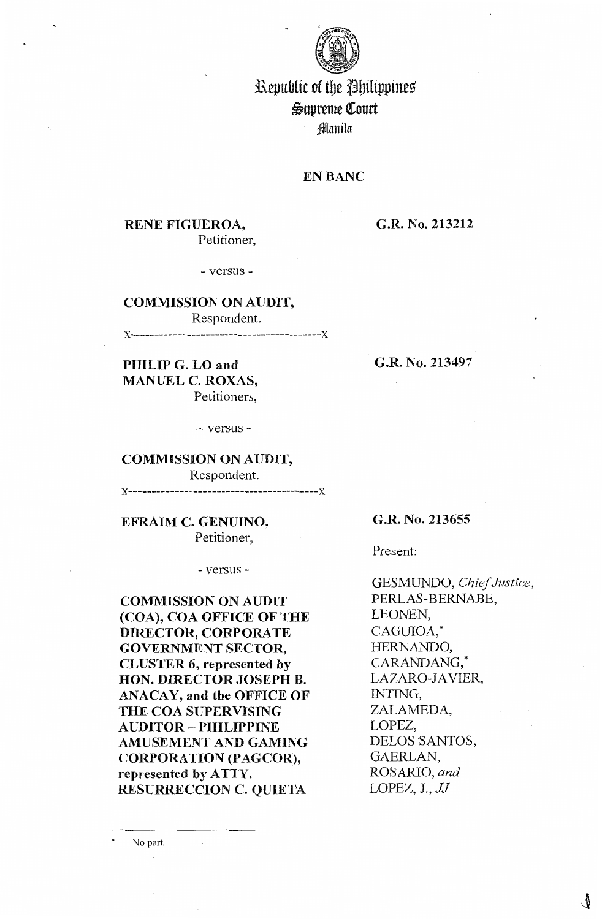Republic of the Philippines
Supreme Court
Manila

**EN BANC**

**RENE FIGUEROA,**
Petitioner,

- versus -

**COMMISSION ON AUDIT,**
Respondent.

x-----------------------------------------x

**G.R. No. 213212**

**PHILIP G. LO and MANUEL C. ROXAS,**
Petitioners,

- versus -

**COMMISSION ON AUDIT,**
Respondent.

x-----------------------------------------x

**G.R. No. 213497**

**EFRAIM C. GENUINO,**
Petitioner,

- versus -

**COMMISSION ON AUDIT (COA), COA OFFICE OF THE DIRECTOR, CORPORATE GOVERNMENT SECTOR, CLUSTER 6, represented by HON. DIRECTOR JOSEPH B. ANACAY, and the OFFICE OF THE COA SUPERVISING AUDITOR – PHILIPPINE AMUSEMENT AND GAMING CORPORATION (PAGCOR), represented by ATTY. RESURRECCION C. QUIETA**

**G.R. No. 213655**

Present:

GESMUNDO, *Chief Justice*,
PERLAS-BERNABE,
LEONEN,
CAGUIOA,*
HERNANDO,
CARANDANG,*
LAZARO-JAVIER,
INTING,
ZALAMEDA,
LOPEZ,
DELOS SANTOS,
GAERLAN,
ROSARIO, *and*
LOPEZ, J., *JJ*

---

\* No part.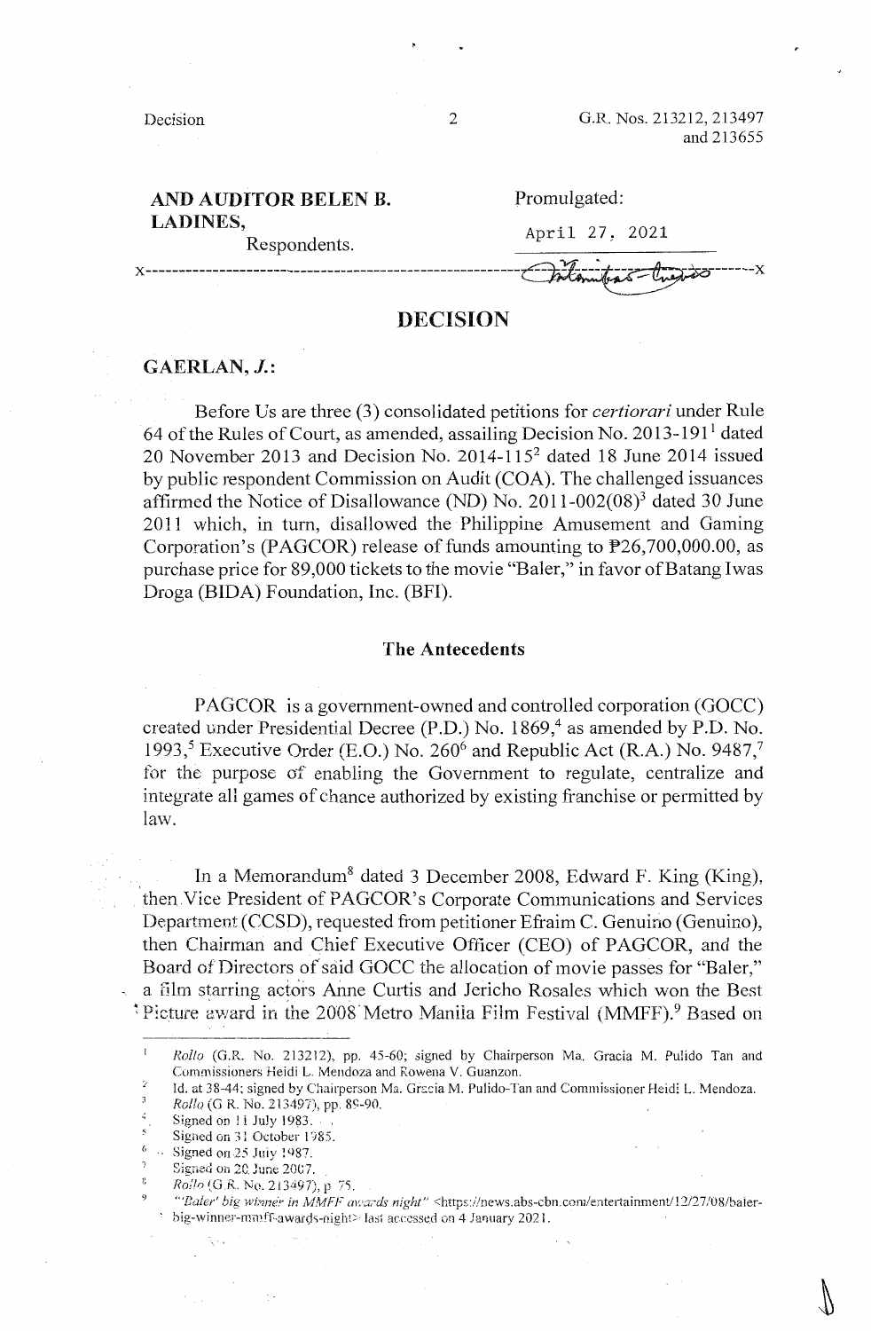**AND AUDITOR BELEN B. LADINES,**
Respondents.

Promulgated:

April 27, 2021

x-----------------------------------------------------------x

# DECISION

**GAERLAN, *J.*:**

Before Us are three (3) consolidated petitions for *certiorari* under Rule 64 of the Rules of Court, as amended, assailing Decision No. 2013-191[1] dated 20 November 2013 and Decision No. 2014-115[2] dated 18 June 2014 issued by public respondent Commission on Audit (COA). The challenged issuances affirmed the Notice of Disallowance (ND) No. 2011-002(08)[3] dated 30 June 2011 which, in turn, disallowed the Philippine Amusement and Gaming Corporation's (PAGCOR) release of funds amounting to ₱26,700,000.00, as purchase price for 89,000 tickets to the movie "Baler," in favor of Batang Iwas Droga (BIDA) Foundation, Inc. (BFI).

## The Antecedents

PAGCOR is a government-owned and controlled corporation (GOCC) created under Presidential Decree (P.D.) No. 1869,[4] as amended by P.D. No. 1993,[5] Executive Order (E.O.) No. 260[6] and Republic Act (R.A.) No. 9487,[7] for the purpose of enabling the Government to regulate, centralize and integrate all games of chance authorized by existing franchise or permitted by law.

In a Memorandum[8] dated 3 December 2008, Edward F. King (King), then Vice President of PAGCOR's Corporate Communications and Services Department (CCSD), requested from petitioner Efraim C. Genuino (Genuino), then Chairman and Chief Executive Officer (CEO) of PAGCOR, and the Board of Directors of said GOCC the allocation of movie passes for "Baler," a film starring actors Anne Curtis and Jericho Rosales which won the Best Picture award in the 2008 Metro Manila Film Festival (MMFF).[9] Based on

---

[1] *Rollo* (G.R. No. 213212), pp. 45-60; signed by Chairperson Ma. Gracia M. Pulido Tan and Commissioners Heidi L. Mendoza and Rowena V. Guanzon.

[2] Id. at 38-44; signed by Chairperson Ma. Gracia M. Pulido-Tan and Commissioner Heidi L. Mendoza.

[3] *Rollo* (G.R. No. 213497), pp. 89-90.

[4] Signed on 11 July 1983.

[5] Signed on 31 October 1985.

[6] Signed on 25 July 1987.

[7] Signed on 20 June 2007.

[8] *Rollo* (G.R. No. 213497), p. 75.

[9] "'Baler' big winner in MMFF awards night" <https://news.abs-cbn.com/entertainment/12/27/08/baler-big-winner-mmff-awards-night> last accessed on 4 January 2021.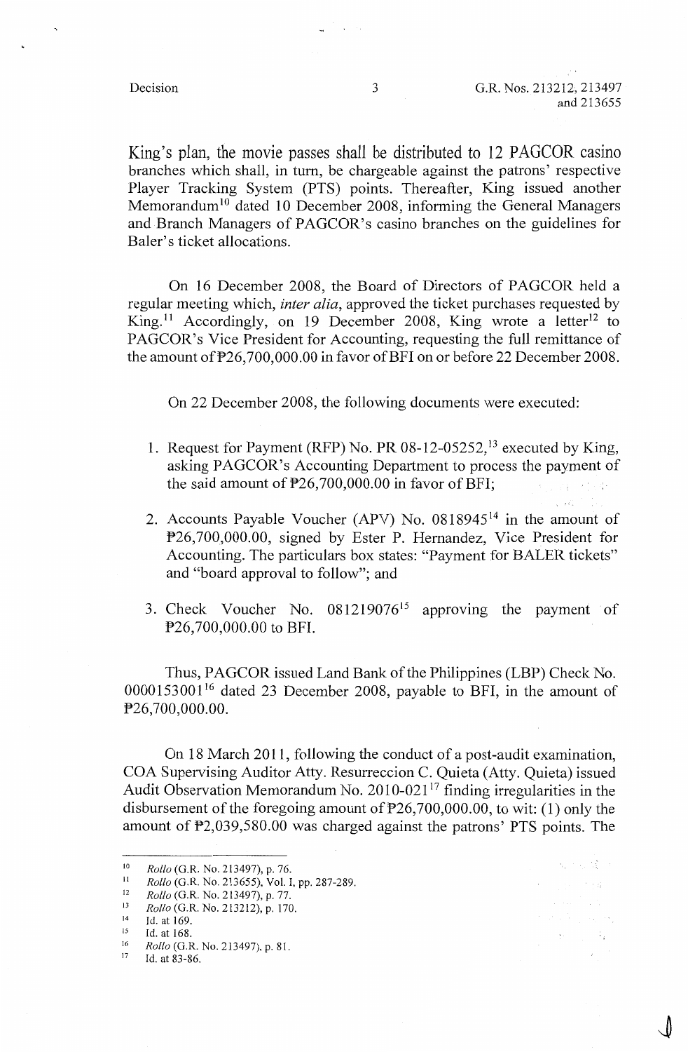King's plan, the movie passes shall be distributed to 12 PAGCOR casino branches which shall, in turn, be chargeable against the patrons' respective Player Tracking System (PTS) points. Thereafter, King issued another Memorandum[10] dated 10 December 2008, informing the General Managers and Branch Managers of PAGCOR's casino branches on the guidelines for Baler's ticket allocations.

On 16 December 2008, the Board of Directors of PAGCOR held a regular meeting which, *inter alia*, approved the ticket purchases requested by King.[11] Accordingly, on 19 December 2008, King wrote a letter[12] to PAGCOR's Vice President for Accounting, requesting the full remittance of the amount of ₱26,700,000.00 in favor of BFI on or before 22 December 2008.

On 22 December 2008, the following documents were executed:

1. Request for Payment (RFP) No. PR 08-12-05252,[13] executed by King, asking PAGCOR's Accounting Department to process the payment of the said amount of ₱26,700,000.00 in favor of BFI;
2. Accounts Payable Voucher (APV) No. 0818945[14] in the amount of ₱26,700,000.00, signed by Ester P. Hernandez, Vice President for Accounting. The particulars box states: "Payment for BALER tickets" and "board approval to follow"; and
3. Check Voucher No. 081219076[15] approving the payment of ₱26,700,000.00 to BFI.

Thus, PAGCOR issued Land Bank of the Philippines (LBP) Check No. 0000153001[16] dated 23 December 2008, payable to BFI, in the amount of ₱26,700,000.00.

On 18 March 2011, following the conduct of a post-audit examination, COA Supervising Auditor Atty. Resurreccion C. Quieta (Atty. Quieta) issued Audit Observation Memorandum No. 2010-021[17] finding irregularities in the disbursement of the foregoing amount of ₱26,700,000.00, to wit: (1) only the amount of ₱2,039,580.00 was charged against the patrons' PTS points. The

---

[10] *Rollo* (G.R. No. 213497), p. 76.
[11] *Rollo* (G.R. No. 213655), Vol. I, pp. 287-289.
[12] *Rollo* (G.R. No. 213497), p. 77.
[13] *Rollo* (G.R. No. 213212), p. 170.
[14] Id. at 169.
[15] Id. at 168.
[16] *Rollo* (G.R. No. 213497), p. 81.
[17] Id. at 83-86.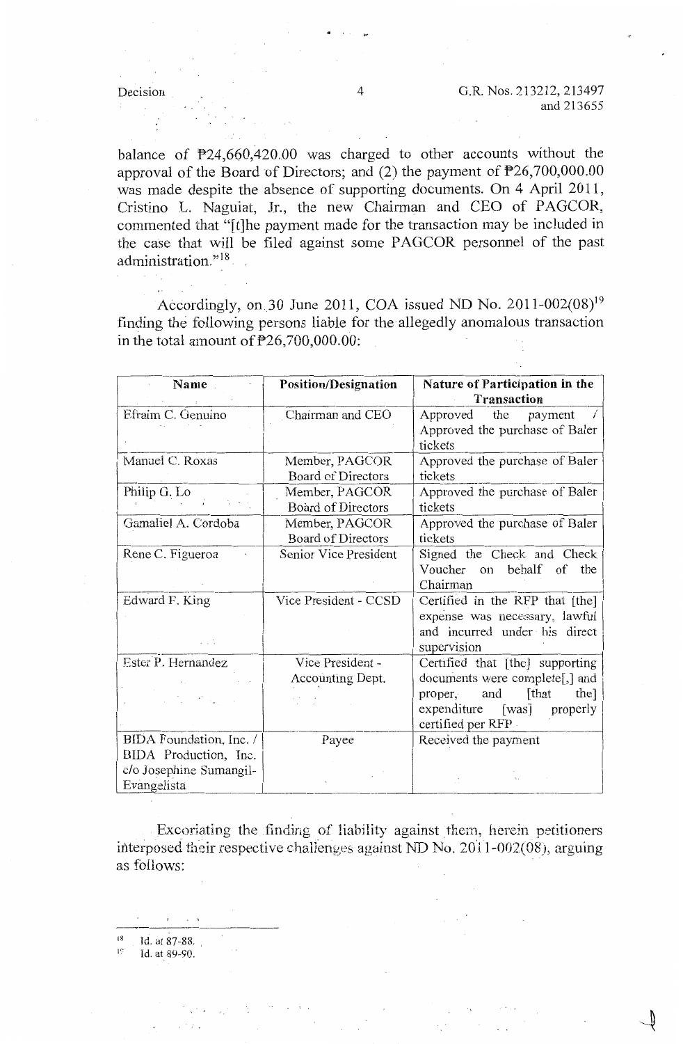balance of ₱24,660,420.00 was charged to other accounts without the approval of the Board of Directors; and (2) the payment of ₱26,700,000.00 was made despite the absence of supporting documents. On 4 April 2011, Cristino L. Naguiat, Jr., the new Chairman and CEO of PAGCOR, commented that "[t]he payment made for the transaction may be included in the case that will be filed against some PAGCOR personnel of the past administration."[18]

Accordingly, on 30 June 2011, COA issued ND No. 2011-002(08)[19] finding the following persons liable for the allegedly anomalous transaction in the total amount of ₱26,700,000.00:

| Name | Position/Designation | Nature of Participation in the Transaction |
|---|---|---|
| Efraim C. Genuino | Chairman and CEO | Approved the payment / Approved the purchase of Baler tickets |
| Manuel C. Roxas | Member, PAGCOR Board of Directors | Approved the purchase of Baler tickets |
| Philip G. Lo | Member, PAGCOR Board of Directors | Approved the purchase of Baler tickets |
| Gamaliel A. Cordoba | Member, PAGCOR Board of Directors | Approved the purchase of Baler tickets |
| Rene C. Figueroa | Senior Vice President | Signed the Check and Check Voucher on behalf of the Chairman |
| Edward F. King | Vice President - CCSD | Certified in the RFP that [the] expense was necessary, lawful and incurred under his direct supervision |
| Ester P. Hernandez | Vice President - Accounting Dept. | Certified that [the] supporting documents were complete[,] and proper, and [that the] expenditure [was] properly certified per RFP |
| BIDA Foundation, Inc. / BIDA Production, Inc. c/o Josephine Sumangil-Evangelista | Payee | Received the payment |

Excoriating the finding of liability against them, herein petitioners interposed their respective challenges against ND No. 2011-002(08), arguing as follows:

---

[18] Id. at 87-88.
[19] Id. at 89-90.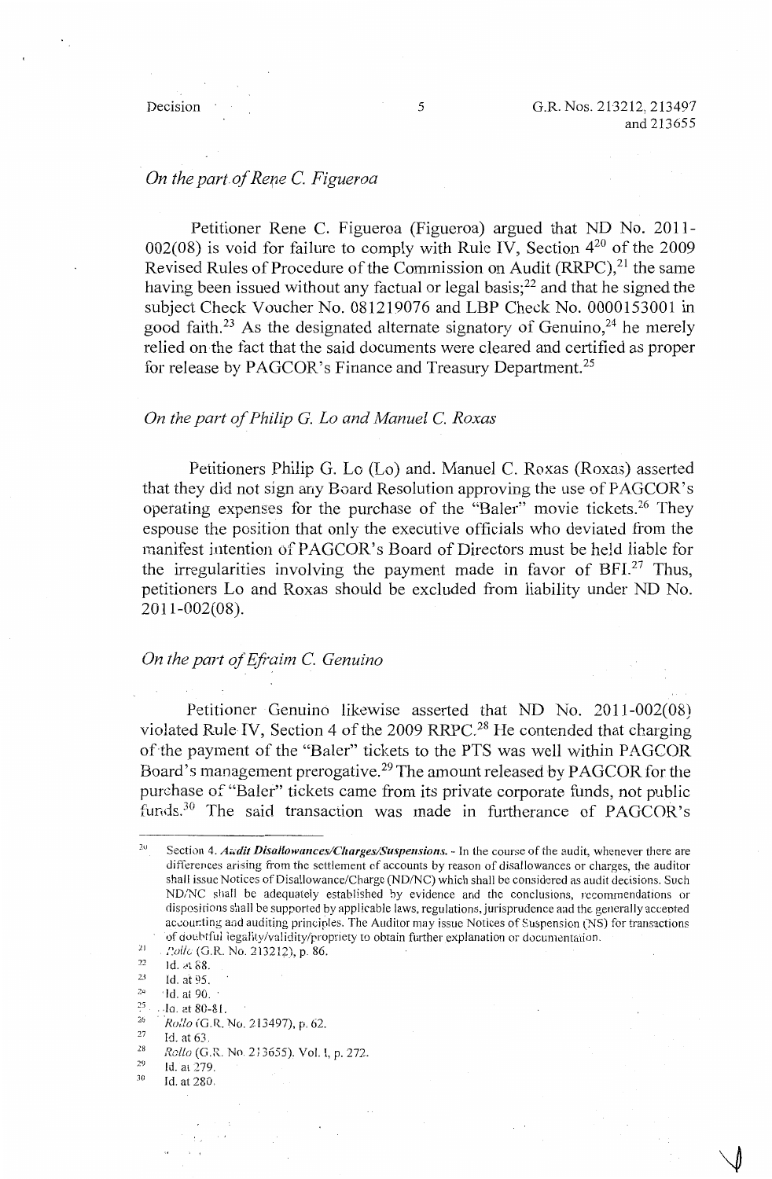*On the part of Rene C. Figueroa*

Petitioner Rene C. Figueroa (Figueroa) argued that ND No. 2011-002(08) is void for failure to comply with Rule IV, Section 4[20] of the 2009 Revised Rules of Procedure of the Commission on Audit (RRPC),[21] the same having been issued without any factual or legal basis;[22] and that he signed the subject Check Voucher No. 081219076 and LBP Check No. 0000153001 in good faith.[23] As the designated alternate signatory of Genuino,[24] he merely relied on the fact that the said documents were cleared and certified as proper for release by PAGCOR's Finance and Treasury Department.[25]

*On the part of Philip G. Lo and Manuel C. Roxas*

Petitioners Philip G. Lo (Lo) and. Manuel C. Roxas (Roxas) asserted that they did not sign any Board Resolution approving the use of PAGCOR's operating expenses for the purchase of the "Baler" movie tickets.[26] They espouse the position that only the executive officials who deviated from the manifest intention of PAGCOR's Board of Directors must be held liable for the irregularities involving the payment made in favor of BFI.[27] Thus, petitioners Lo and Roxas should be excluded from liability under ND No. 2011-002(08).

*On the part of Efraim C. Genuino*

Petitioner Genuino likewise asserted that ND No. 2011-002(08) violated Rule IV, Section 4 of the 2009 RRPC.[28] He contended that charging of the payment of the "Baler" tickets to the PTS was well within PAGCOR Board's management prerogative.[29] The amount released by PAGCOR for the purchase of "Baler" tickets came from its private corporate funds, not public funds.[30] The said transaction was made in furtherance of PAGCOR's

---

[20] Section 4. ***Audit Disallowances/Charges/Suspensions.*** - In the course of the audit, whenever there are differences arising from the settlement of accounts by reason of disallowances or charges, the auditor shall issue Notices of Disallowance/Charge (ND/NC) which shall be considered as audit decisions. Such ND/NC shall be adequately established by evidence and the conclusions, recommendations or dispositions shall be supported by applicable laws, regulations, jurisprudence and the generally accepted accounting and auditing principles. The Auditor may issue Notices of Suspension (NS) for transactions of doubtful legality/validity/propriety to obtain further explanation or documentation.

[21] *Rollo* (G.R. No. 213212), p. 86.

[22] Id. at 88.

[23] Id. at 95.

[24] Id. at 90.

[25] Id. at 80-81.

[26] *Rollo* (G.R. No. 213497), p. 62.

[27] Id. at 63.

[28] *Rollo* (G.R. No. 213655). Vol. I, p. 272.

[29] Id. at 279.

[30] Id. at 280.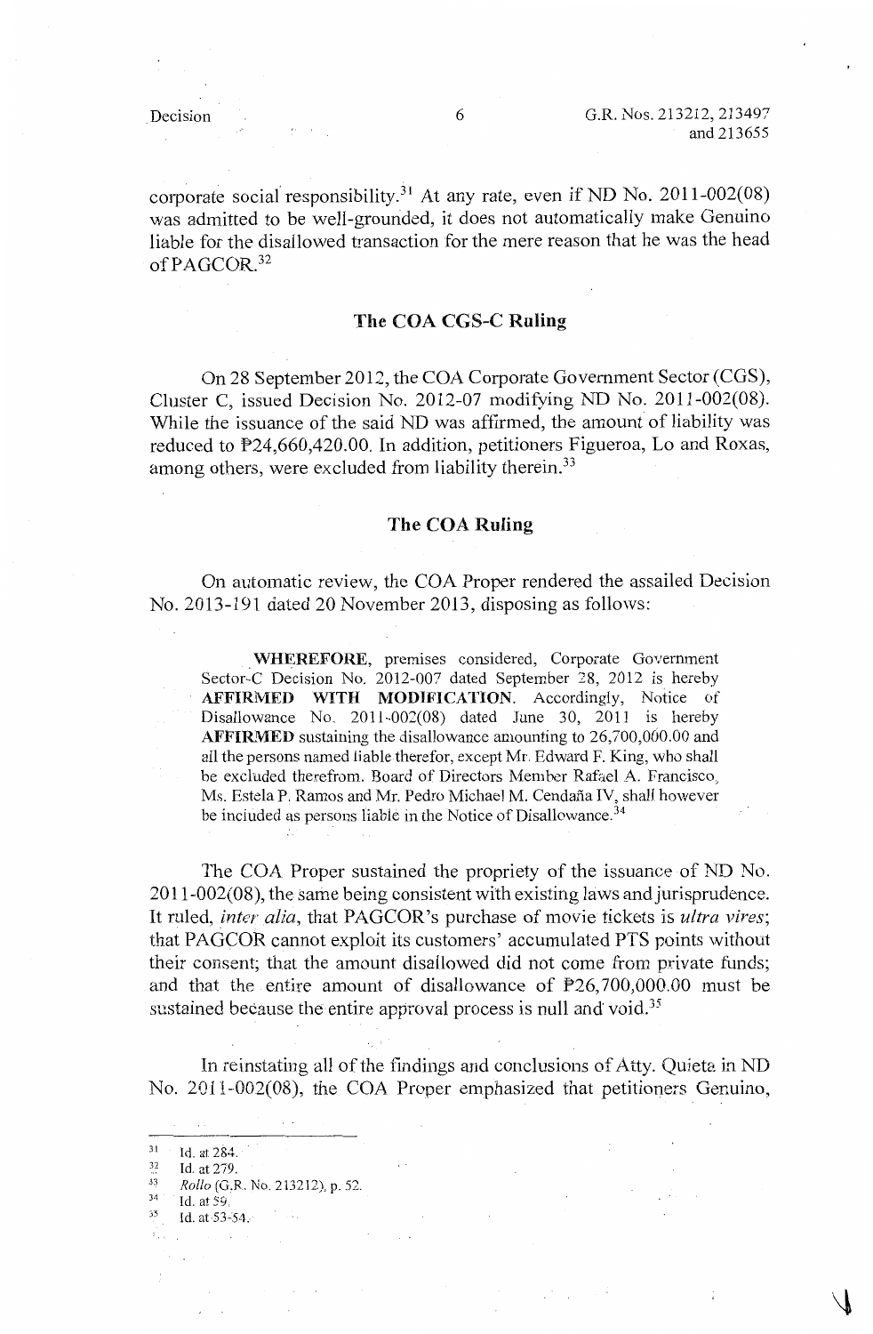corporate social responsibility.[31] At any rate, even if ND No. 2011-002(08) was admitted to be well-grounded, it does not automatically make Genuino liable for the disallowed transaction for the mere reason that he was the head of PAGCOR.[32]

## The COA CGS-C Ruling

On 28 September 2012, the COA Corporate Government Sector (CGS), Cluster C, issued Decision No. 2012-07 modifying ND No. 2011-002(08). While the issuance of the said ND was affirmed, the amount of liability was reduced to ₱24,660,420.00. In addition, petitioners Figueroa, Lo and Roxas, among others, were excluded from liability therein.[33]

## The COA Ruling

On automatic review, the COA Proper rendered the assailed Decision No. 2013-191 dated 20 November 2013, disposing as follows:

> **WHEREFORE**, premises considered, Corporate Government Sector-C Decision No. 2012-007 dated September 28, 2012 is hereby **AFFIRMED WITH MODIFICATION**. Accordingly, Notice of Disallowance No. 2011-002(08) dated June 30, 2011 is hereby **AFFIRMED** sustaining the disallowance amounting to 26,700,000.00 and all the persons named liable therefor, except Mr. Edward F. King, who shall be excluded therefrom. Board of Directors Member Rafael A. Francisco, Ms. Estela P. Ramos and Mr. Pedro Michael M. Cendaña IV, shall however be included as persons liable in the Notice of Disallowance.[34]

The COA Proper sustained the propriety of the issuance of ND No. 2011-002(08), the same being consistent with existing laws and jurisprudence. It ruled, *inter alia*, that PAGCOR's purchase of movie tickets is *ultra vires*; that PAGCOR cannot exploit its customers' accumulated PTS points without their consent; that the amount disallowed did not come from private funds; and that the entire amount of disallowance of ₱26,700,000.00 must be sustained because the entire approval process is null and void.[35]

In reinstating all of the findings and conclusions of Atty. Quieta in ND No. 2011-002(08), the COA Proper emphasized that petitioners Genuino,

---

[31] Id. at 284.
[32] Id. at 279.
[33] *Rollo* (G.R. No. 213212), p. 52.
[34] Id. at 59.
[35] Id. at 53-54.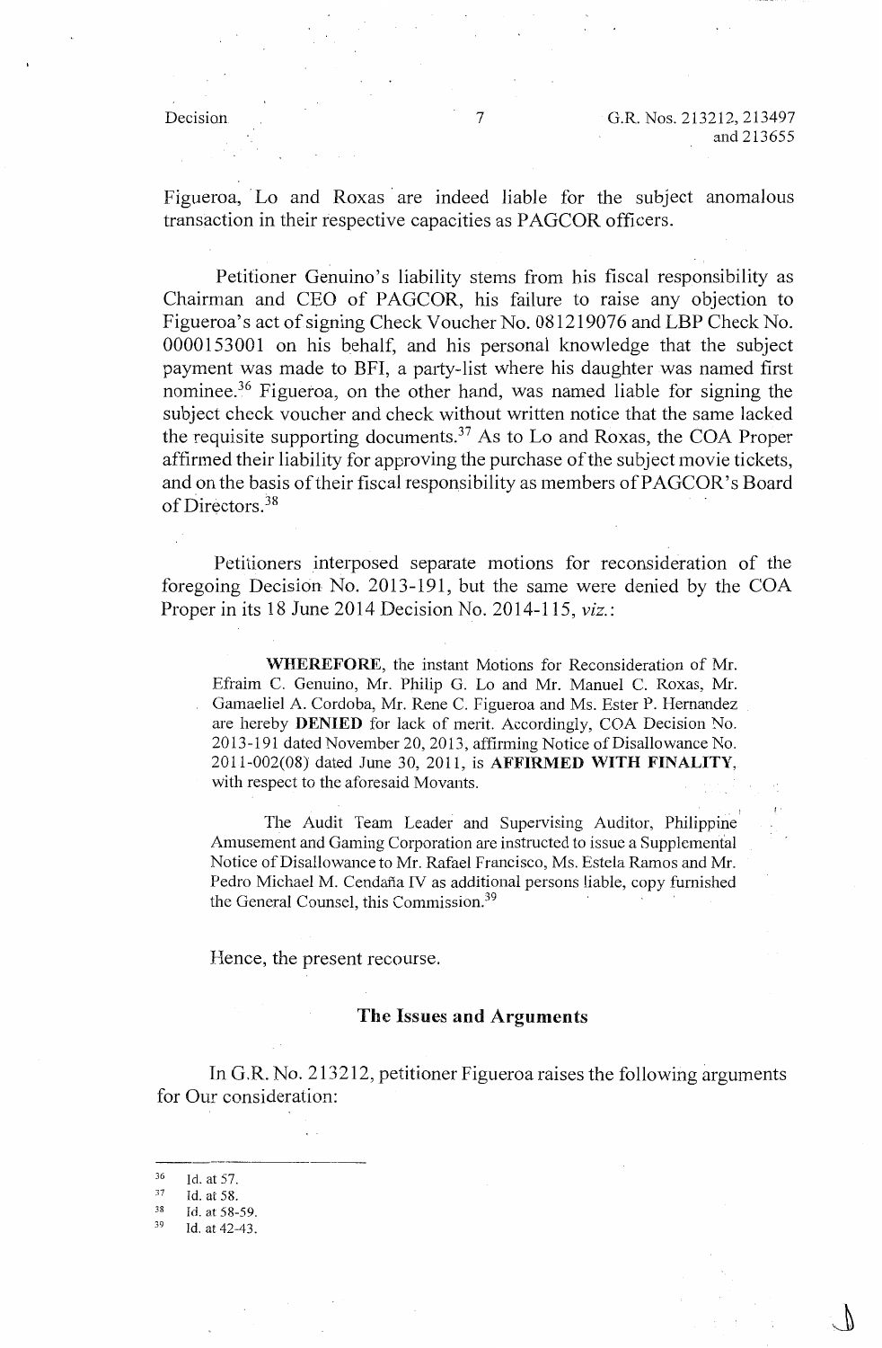Figueroa, Lo and Roxas are indeed liable for the subject anomalous transaction in their respective capacities as PAGCOR officers.

Petitioner Genuino's liability stems from his fiscal responsibility as Chairman and CEO of PAGCOR, his failure to raise any objection to Figueroa's act of signing Check Voucher No. 081219076 and LBP Check No. 0000153001 on his behalf, and his personal knowledge that the subject payment was made to BFI, a party-list where his daughter was named first nominee.[36] Figueroa, on the other hand, was named liable for signing the subject check voucher and check without written notice that the same lacked the requisite supporting documents.[37] As to Lo and Roxas, the COA Proper affirmed their liability for approving the purchase of the subject movie tickets, and on the basis of their fiscal responsibility as members of PAGCOR's Board of Directors.[38]

Petitioners interposed separate motions for reconsideration of the foregoing Decision No. 2013-191, but the same were denied by the COA Proper in its 18 June 2014 Decision No. 2014-115, *viz.*:

> **WHEREFORE**, the instant Motions for Reconsideration of Mr. Efraim C. Genuino, Mr. Philip G. Lo and Mr. Manuel C. Roxas, Mr. Gamaeliel A. Cordoba, Mr. Rene C. Figueroa and Ms. Ester P. Hernandez are hereby **DENIED** for lack of merit. Accordingly, COA Decision No. 2013-191 dated November 20, 2013, affirming Notice of Disallowance No. 2011-002(08) dated June 30, 2011, is **AFFIRMED WITH FINALITY**, with respect to the aforesaid Movants.
>
> The Audit Team Leader and Supervising Auditor, Philippine Amusement and Gaming Corporation are instructed to issue a Supplemental Notice of Disallowance to Mr. Rafael Francisco, Ms. Estela Ramos and Mr. Pedro Michael M. Cendaña IV as additional persons liable, copy furnished the General Counsel, this Commission.[39]

Hence, the present recourse.

## The Issues and Arguments

In G.R. No. 213212, petitioner Figueroa raises the following arguments for Our consideration:

---

[36] Id. at 57.

[37] Id. at 58.

[38] Id. at 58-59.

[39] Id. at 42-43.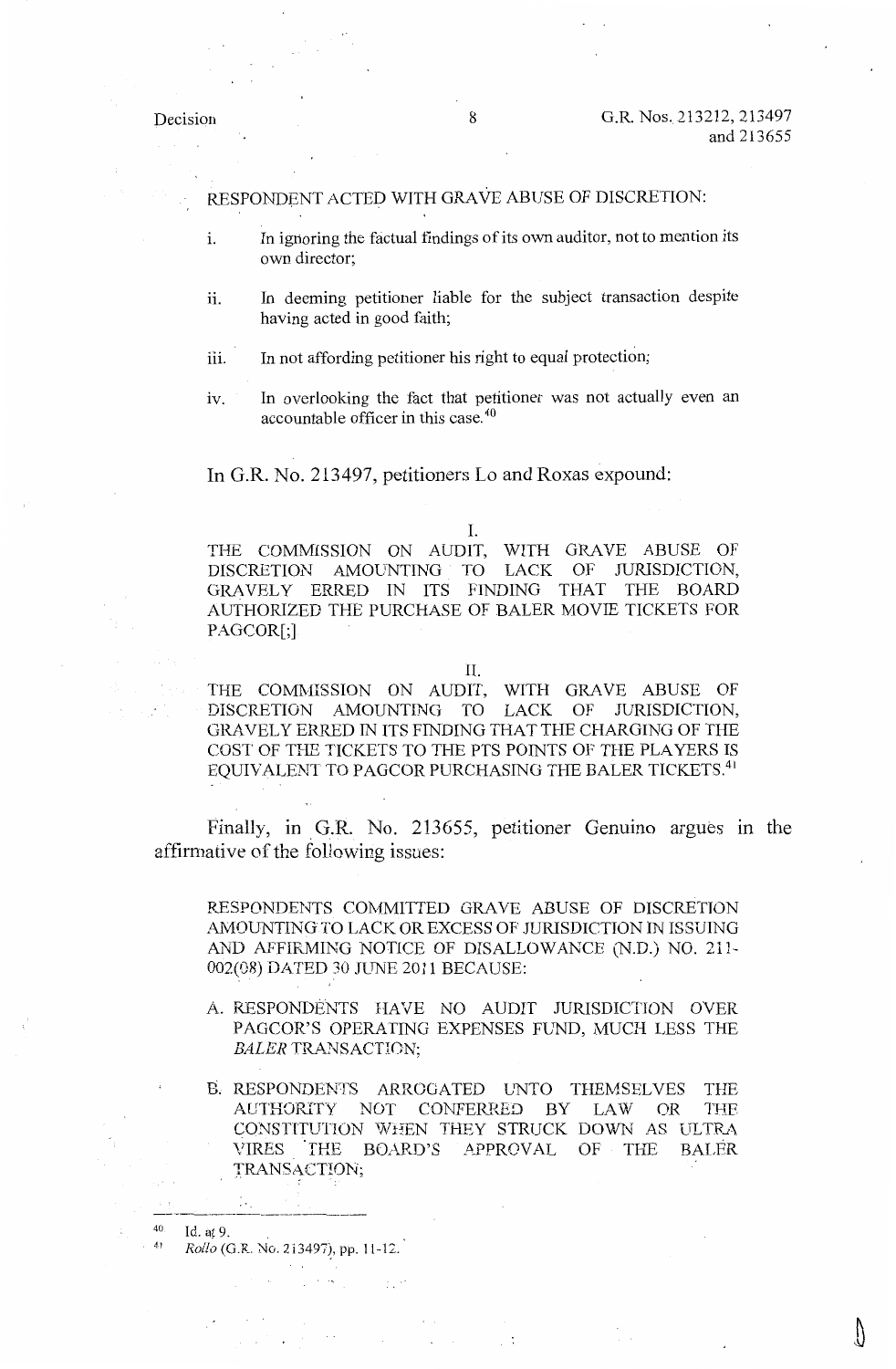RESPONDENT ACTED WITH GRAVE ABUSE OF DISCRETION:

i. In ignoring the factual findings of its own auditor, not to mention its own director;

ii. In deeming petitioner liable for the subject transaction despite having acted in good faith;

iii. In not affording petitioner his right to equal protection;

iv. In overlooking the fact that petitioner was not actually even an accountable officer in this case.[40]

In G.R. No. 213497, petitioners Lo and Roxas expound:

I.

THE COMMISSION ON AUDIT, WITH GRAVE ABUSE OF DISCRETION AMOUNTING TO LACK OF JURISDICTION, GRAVELY ERRED IN ITS FINDING THAT THE BOARD AUTHORIZED THE PURCHASE OF BALER MOVIE TICKETS FOR PAGCOR[;]

II.

THE COMMISSION ON AUDIT, WITH GRAVE ABUSE OF DISCRETION AMOUNTING TO LACK OF JURISDICTION, GRAVELY ERRED IN ITS FINDING THAT THE CHARGING OF THE COST OF THE TICKETS TO THE PTS POINTS OF THE PLAYERS IS EQUIVALENT TO PAGCOR PURCHASING THE BALER TICKETS.[41]

Finally, in G.R. No. 213655, petitioner Genuino argues in the affirmative of the following issues:

RESPONDENTS COMMITTED GRAVE ABUSE OF DISCRETION AMOUNTING TO LACK OR EXCESS OF JURISDICTION IN ISSUING AND AFFIRMING NOTICE OF DISALLOWANCE (N.D.) NO. 211-002(08) DATED 30 JUNE 2011 BECAUSE:

A. RESPONDENTS HAVE NO AUDIT JURISDICTION OVER PAGCOR'S OPERATING EXPENSES FUND, MUCH LESS THE *BALER* TRANSACTION;

B. RESPONDENTS ARROGATED UNTO THEMSELVES THE AUTHORITY NOT CONFERRED BY LAW OR THE CONSTITUTION WHEN THEY STRUCK DOWN AS ULTRA VIRES THE BOARD'S APPROVAL OF THE BALER TRANSACTION;

---

[40] Id. at 9.

[41] *Rollo* (G.R. No. 213497), pp. 11-12.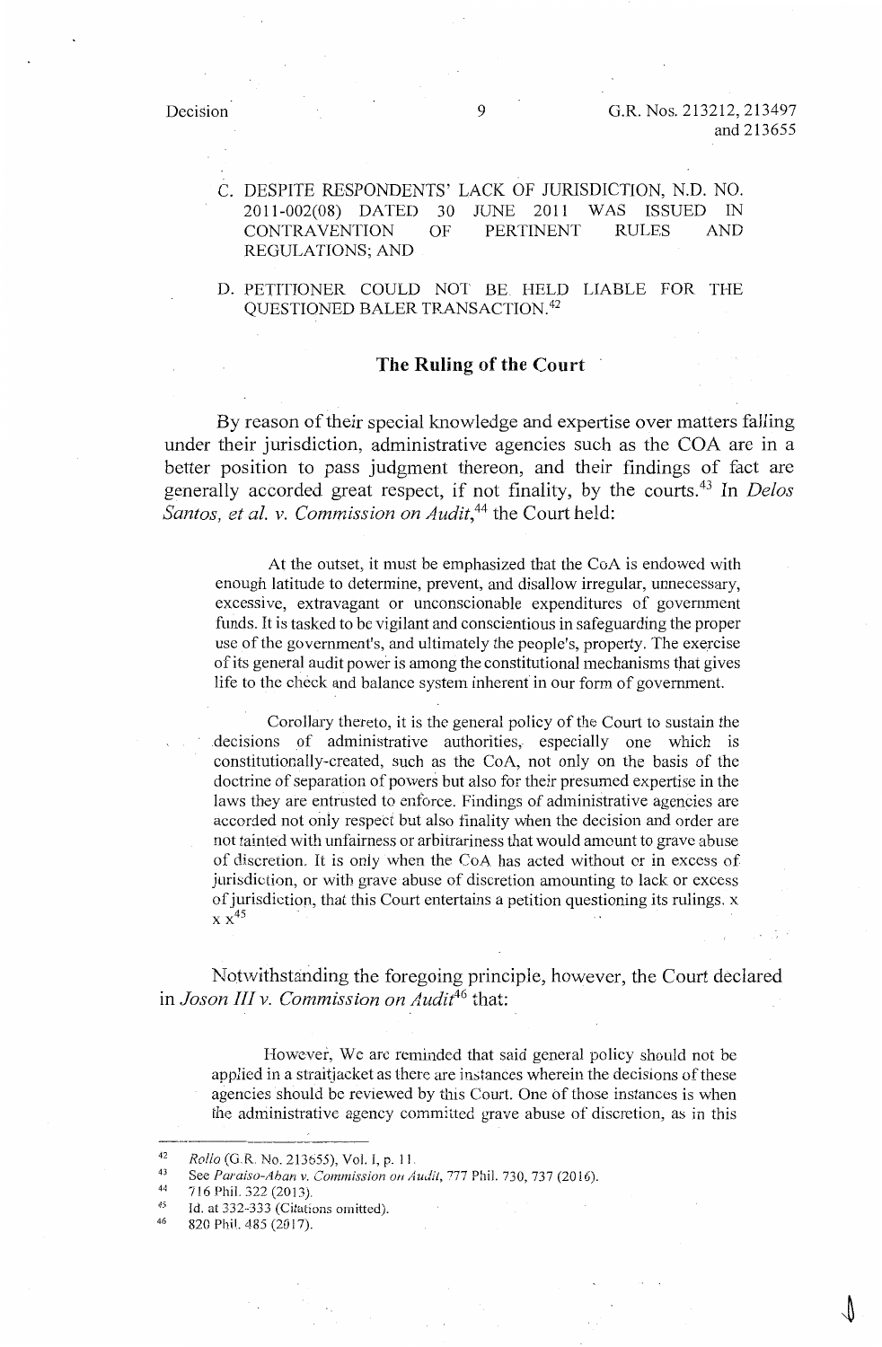C. DESPITE RESPONDENTS' LACK OF JURISDICTION, N.D. NO. 2011-002(08) DATED 30 JUNE 2011 WAS ISSUED IN CONTRAVENTION OF PERTINENT RULES AND REGULATIONS; AND

D. PETITIONER COULD NOT BE HELD LIABLE FOR THE QUESTIONED BALER TRANSACTION.[42]

## The Ruling of the Court

By reason of their special knowledge and expertise over matters falling under their jurisdiction, administrative agencies such as the COA are in a better position to pass judgment thereon, and their findings of fact are generally accorded great respect, if not finality, by the courts.[43] In *Delos Santos, et al. v. Commission on Audit*,[44] the Court held:

> At the outset, it must be emphasized that the CoA is endowed with enough latitude to determine, prevent, and disallow irregular, unnecessary, excessive, extravagant or unconscionable expenditures of government funds. It is tasked to be vigilant and conscientious in safeguarding the proper use of the government's, and ultimately the people's, property. The exercise of its general audit power is among the constitutional mechanisms that gives life to the check and balance system inherent in our form of government.
>
> Corollary thereto, it is the general policy of the Court to sustain the decisions of administrative authorities, especially one which is constitutionally-created, such as the CoA, not only on the basis of the doctrine of separation of powers but also for their presumed expertise in the laws they are entrusted to enforce. Findings of administrative agencies are accorded not only respect but also finality when the decision and order are not tainted with unfairness or arbitrariness that would amount to grave abuse of discretion. It is only when the CoA has acted without or in excess of jurisdiction, or with grave abuse of discretion amounting to lack or excess of jurisdiction, that this Court entertains a petition questioning its rulings. x x x[45]

Notwithstanding the foregoing principle, however, the Court declared in *Joson III v. Commission on Audit*[46] that:

> However, We are reminded that said general policy should not be applied in a straitjacket as there are instances wherein the decisions of these agencies should be reviewed by this Court. One of those instances is when the administrative agency committed grave abuse of discretion, as in this

---

[42] *Rollo* (G.R. No. 213655), Vol. I, p. 11.

[43] See *Paraiso-Aban v. Commission on Audit*, 777 Phil. 730, 737 (2016).

[44] 716 Phil. 322 (2013).

[45] Id. at 332-333 (Citations omitted).

[46] 820 Phil. 485 (2017).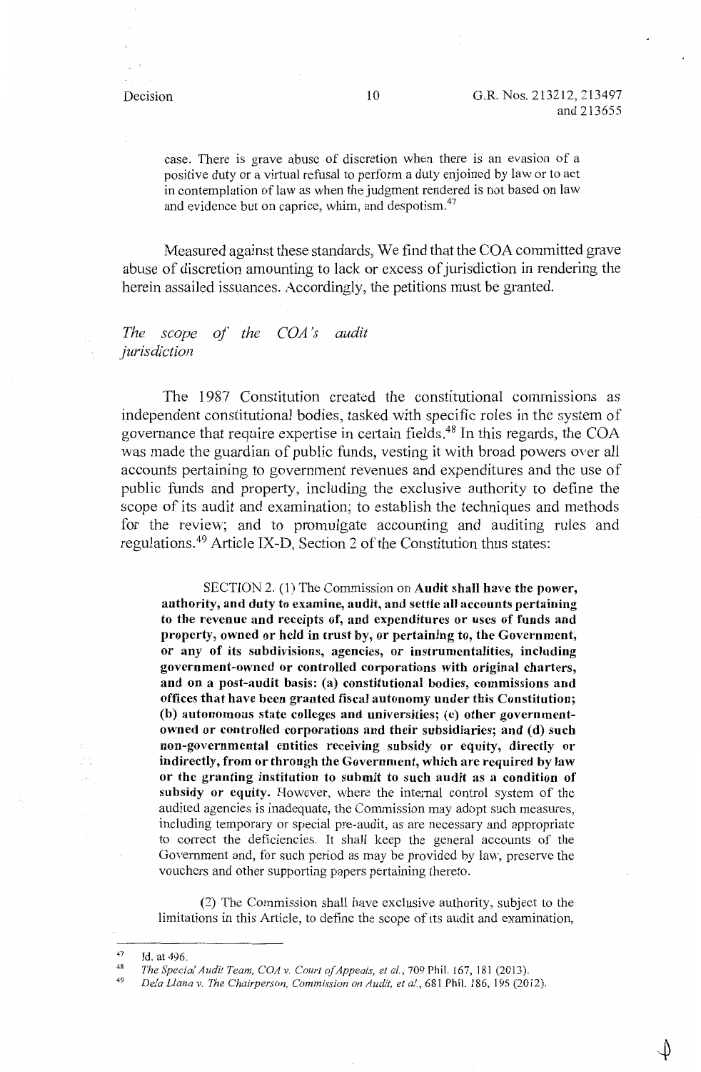case. There is grave abuse of discretion when there is an evasion of a positive duty or a virtual refusal to perform a duty enjoined by law or to act in contemplation of law as when the judgment rendered is not based on law and evidence but on caprice, whim, and despotism.[47]

Measured against these standards, We find that the COA committed grave abuse of discretion amounting to lack or excess of jurisdiction in rendering the herein assailed issuances. Accordingly, the petitions must be granted.

*The scope of the COA's audit jurisdiction*

The 1987 Constitution created the constitutional commissions as independent constitutional bodies, tasked with specific roles in the system of governance that require expertise in certain fields.[48] In this regards, the COA was made the guardian of public funds, vesting it with broad powers over all accounts pertaining to government revenues and expenditures and the use of public funds and property, including the exclusive authority to define the scope of its audit and examination; to establish the techniques and methods for the review; and to promulgate accounting and auditing rules and regulations.[49] Article IX-D, Section 2 of the Constitution thus states:

> SECTION 2. (1) The Commission on **Audit shall have the power, authority, and duty to examine, audit, and settle all accounts pertaining to the revenue and receipts of, and expenditures or uses of funds and property, owned or held in trust by, or pertaining to, the Government, or any of its subdivisions, agencies, or instrumentalities, including government-owned or controlled corporations with original charters, and on a post-audit basis: (a) constitutional bodies, commissions and offices that have been granted fiscal autonomy under this Constitution; (b) autonomous state colleges and universities; (c) other government-owned or controlled corporations and their subsidiaries; and (d) such non-governmental entities receiving subsidy or equity, directly or indirectly, from or through the Government, which are required by law or the granting institution to submit to such audit as a condition of subsidy or equity.** However, where the internal control system of the audited agencies is inadequate, the Commission may adopt such measures, including temporary or special pre-audit, as are necessary and appropriate to correct the deficiencies. It shall keep the general accounts of the Government and, for such period as may be provided by law, preserve the vouchers and other supporting papers pertaining thereto.
>
> (2) The Commission shall have exclusive authority, subject to the limitations in this Article, to define the scope of its audit and examination,

---

[47] Id. at 496.

[48] *The Special Audit Team, COA v. Court of Appeals, et al.*, 709 Phil. 167, 181 (2013).

[49] *Dela Llana v. The Chairperson, Commission on Audit, et al.*, 681 Phil. 186, 195 (2012).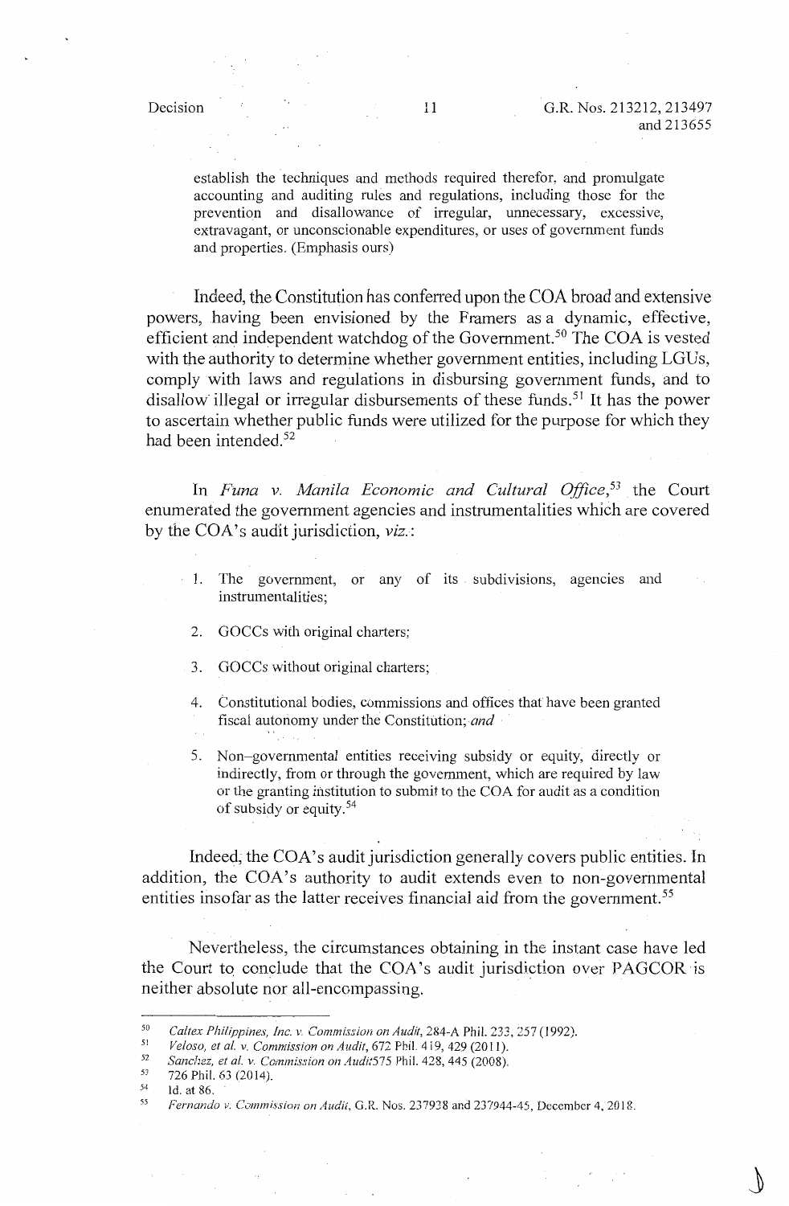establish the techniques and methods required therefor, and promulgate accounting and auditing rules and regulations, including those for the prevention and disallowance of irregular, unnecessary, excessive, extravagant, or unconscionable expenditures, or uses of government funds and properties. (Emphasis ours)

Indeed, the Constitution has conferred upon the COA broad and extensive powers, having been envisioned by the Framers as a dynamic, effective, efficient and independent watchdog of the Government.[50] The COA is vested with the authority to determine whether government entities, including LGUs, comply with laws and regulations in disbursing government funds, and to disallow illegal or irregular disbursements of these funds.[51] It has the power to ascertain whether public funds were utilized for the purpose for which they had been intended.[52]

In *Funa v. Manila Economic and Cultural Office*,[53] the Court enumerated the government agencies and instrumentalities which are covered by the COA's audit jurisdiction, *viz.*:

> 1. The government, or any of its subdivisions, agencies and instrumentalities;
>
> 2. GOCCs with original charters;
>
> 3. GOCCs without original charters;
>
> 4. Constitutional bodies, commissions and offices that have been granted fiscal autonomy under the Constitution; *and*
>
> 5. Non-governmental entities receiving subsidy or equity, directly or indirectly, from or through the government, which are required by law or the granting institution to submit to the COA for audit as a condition of subsidy or equity.[54]

Indeed, the COA's audit jurisdiction generally covers public entities. In addition, the COA's authority to audit extends even to non-governmental entities insofar as the latter receives financial aid from the government.[55]

Nevertheless, the circumstances obtaining in the instant case have led the Court to conclude that the COA's audit jurisdiction over PAGCOR is neither absolute nor all-encompassing.

---

[50] *Caltex Philippines, Inc. v. Commission on Audit*, 284-A Phil. 233, 257 (1992).

[51] *Veloso, et al. v. Commission on Audit*, 672 Phil. 419, 429 (2011).

[52] *Sanchez, et al. v. Commission on Audit*575 Phil. 428, 445 (2008).

[53] 726 Phil. 63 (2014).

[54] Id. at 86.

[55] *Fernando v. Commission on Audit*, G.R. Nos. 237938 and 237944-45, December 4, 2018.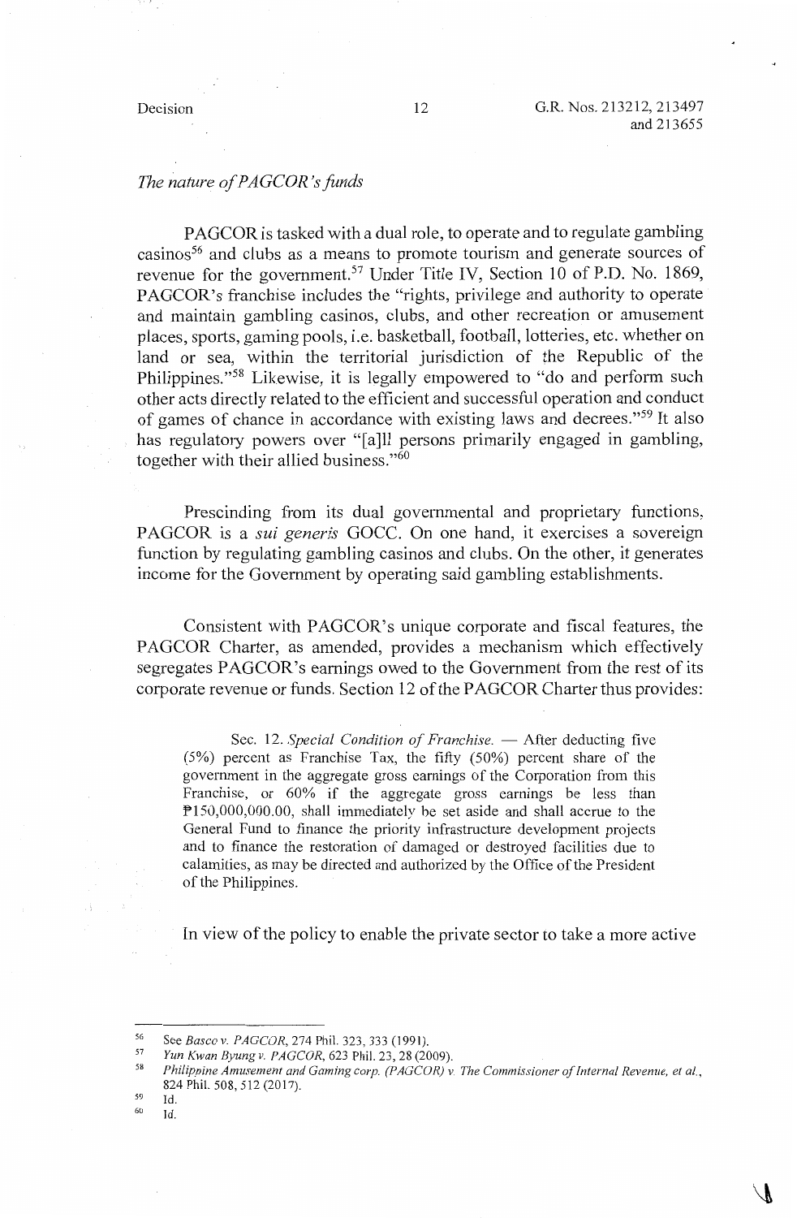*The nature of PAGCOR's funds*

PAGCOR is tasked with a dual role, to operate and to regulate gambling casinos[56] and clubs as a means to promote tourism and generate sources of revenue for the government.[57] Under Title IV, Section 10 of P.D. No. 1869, PAGCOR's franchise includes the "rights, privilege and authority to operate and maintain gambling casinos, clubs, and other recreation or amusement places, sports, gaming pools, i.e. basketball, football, lotteries, etc. whether on land or sea, within the territorial jurisdiction of the Republic of the Philippines."[58] Likewise, it is legally empowered to "do and perform such other acts directly related to the efficient and successful operation and conduct of games of chance in accordance with existing laws and decrees."[59] It also has regulatory powers over "[a]ll persons primarily engaged in gambling, together with their allied business."[60]

Prescinding from its dual governmental and proprietary functions, PAGCOR is a *sui generis* GOCC. On one hand, it exercises a sovereign function by regulating gambling casinos and clubs. On the other, it generates income for the Government by operating said gambling establishments.

Consistent with PAGCOR's unique corporate and fiscal features, the PAGCOR Charter, as amended, provides a mechanism which effectively segregates PAGCOR's earnings owed to the Government from the rest of its corporate revenue or funds. Section 12 of the PAGCOR Charter thus provides:

> Sec. 12. *Special Condition of Franchise.* — After deducting five (5%) percent as Franchise Tax, the fifty (50%) percent share of the government in the aggregate gross earnings of the Corporation from this Franchise, or 60% if the aggregate gross earnings be less than ₱150,000,000.00, shall immediately be set aside and shall accrue to the General Fund to finance the priority infrastructure development projects and to finance the restoration of damaged or destroyed facilities due to calamities, as may be directed and authorized by the Office of the President of the Philippines.

In view of the policy to enable the private sector to take a more active

---

[56] See *Basco v. PAGCOR*, 274 Phil. 323, 333 (1991).

[57] *Yun Kwan Byung v. PAGCOR*, 623 Phil. 23, 28 (2009).

[58] *Philippine Amusement and Gaming corp. (PAGCOR) v. The Commissioner of Internal Revenue, et al.*, 824 Phil. 508, 512 (2017).

[59] Id.

[60] Id.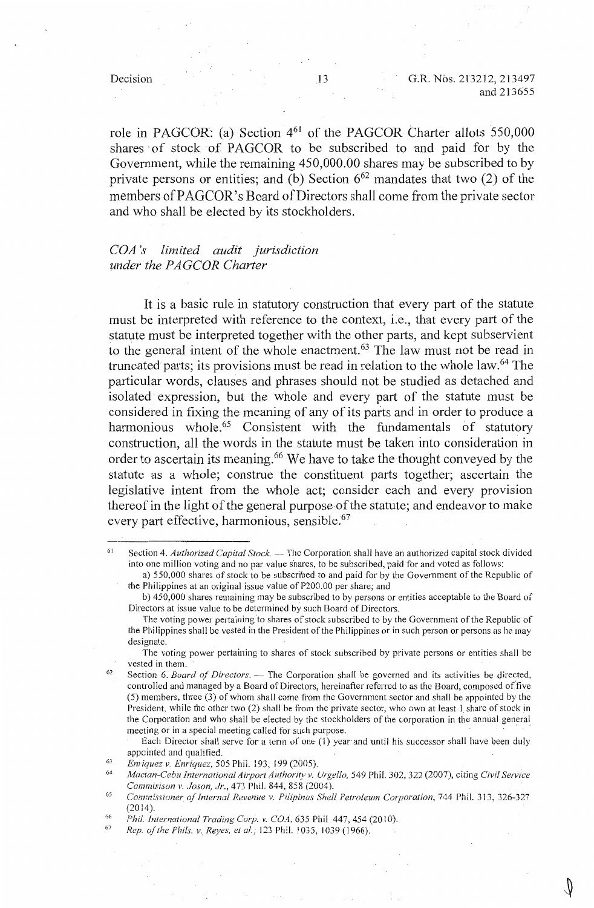role in PAGCOR: (a) Section 4[61] of the PAGCOR Charter allots 550,000 shares of stock of PAGCOR to be subscribed to and paid for by the Government, while the remaining 450,000.00 shares may be subscribed to by private persons or entities; and (b) Section 6[62] mandates that two (2) of the members of PAGCOR's Board of Directors shall come from the private sector and who shall be elected by its stockholders.

*COA's limited audit jurisdiction under the PAGCOR Charter*

It is a basic rule in statutory construction that every part of the statute must be interpreted with reference to the context, i.e., that every part of the statute must be interpreted together with the other parts, and kept subservient to the general intent of the whole enactment.[63] The law must not be read in truncated parts; its provisions must be read in relation to the whole law.[64] The particular words, clauses and phrases should not be studied as detached and isolated expression, but the whole and every part of the statute must be considered in fixing the meaning of any of its parts and in order to produce a harmonious whole.[65] Consistent with the fundamentals of statutory construction, all the words in the statute must be taken into consideration in order to ascertain its meaning.[66] We have to take the thought conveyed by the statute as a whole; construe the constituent parts together; ascertain the legislative intent from the whole act; consider each and every provision thereof in the light of the general purpose of the statute; and endeavor to make every part effective, harmonious, sensible.[67]

---

[61] Section 4. *Authorized Capital Stock.* — The Corporation shall have an authorized capital stock divided into one million voting and no par value shares, to be subscribed, paid for and voted as follows:

a) 550,000 shares of stock to be subscribed to and paid for by the Government of the Republic of the Philippines at an original issue value of P200.00 per share; and

b) 450,000 shares remaining may be subscribed to by persons or entities acceptable to the Board of Directors at issue value to be determined by such Board of Directors.

The voting power pertaining to shares of stock subscribed to by the Government of the Republic of the Philippines shall be vested in the President of the Philippines or in such person or persons as he may designate.

The voting power pertaining to shares of stock subscribed by private persons or entities shall be vested in them.

[62] Section 6. *Board of Directors.* — The Corporation shall be governed and its activities be directed, controlled and managed by a Board of Directors, hereinafter referred to as the Board, composed of five (5) members, three (3) of whom shall come from the Government sector and shall be appointed by the President, while the other two (2) shall be from the private sector, who own at least 1 share of stock in the Corporation and who shall be elected by the stockholders of the corporation in the annual general meeting or in a special meeting called for such purpose.

Each Director shall serve for a term of one (1) year and until his successor shall have been duly appointed and qualified.

[63] *Enriquez v. Enriquez*, 505 Phil. 193, 199 (2005).

[64] *Mactan-Cebu International Airport Authority v. Urgello*, 549 Phil. 302, 322 (2007), citing *Civil Service Commission v. Joson, Jr.*, 473 Phil. 844, 858 (2004).

[65] *Commissioner of Internal Revenue v. Pilipinas Shell Petroleum Corporation*, 744 Phil. 313, 326-327 (2014).

[66] *Phil. International Trading Corp. v. COA*, 635 Phil 447, 454 (2010).

[67] *Rep. of the Phils. v. Reyes, et al.*, 123 Phil. 1035, 1039 (1966).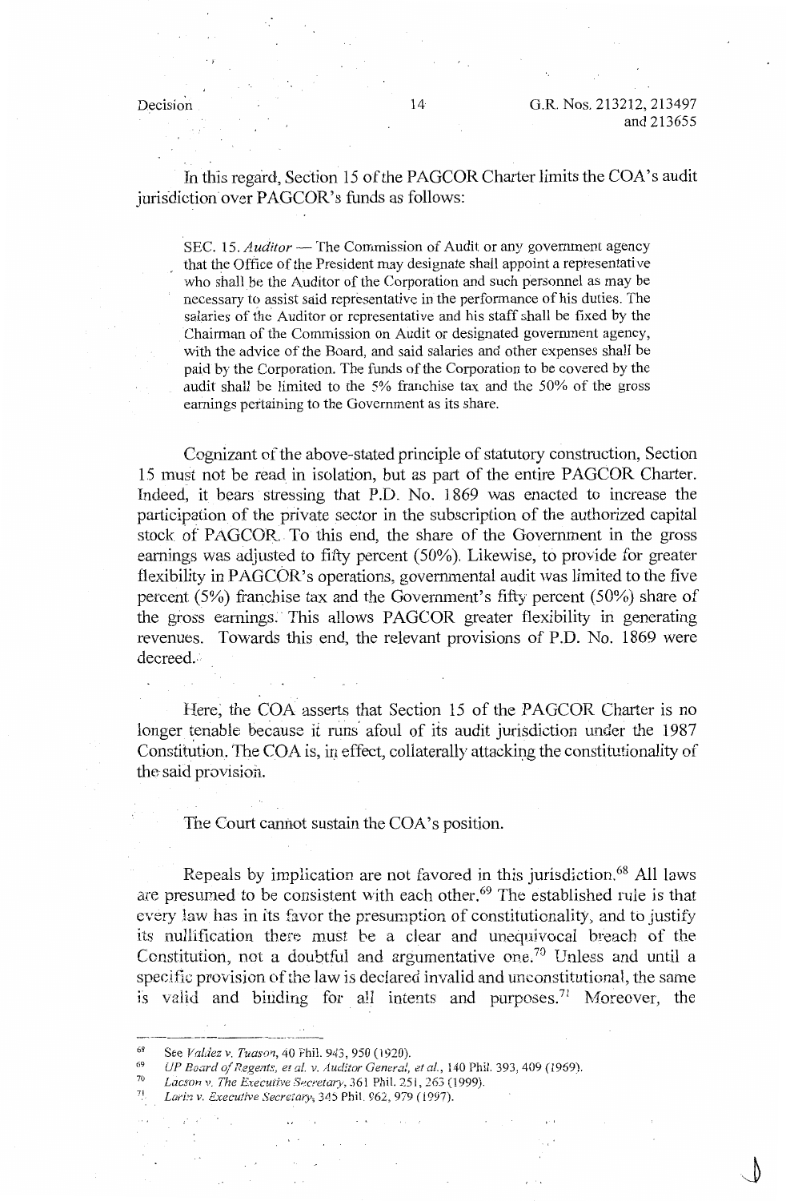In this regard, Section 15 of the PAGCOR Charter limits the COA's audit jurisdiction over PAGCOR's funds as follows:

> SEC. 15. *Auditor* — The Commission of Audit or any government agency that the Office of the President may designate shall appoint a representative who shall be the Auditor of the Corporation and such personnel as may be necessary to assist said representative in the performance of his duties. The salaries of the Auditor or representative and his staff shall be fixed by the Chairman of the Commission on Audit or designated government agency, with the advice of the Board, and said salaries and other expenses shall be paid by the Corporation. The funds of the Corporation to be covered by the audit shall be limited to the 5% franchise tax and the 50% of the gross earnings pertaining to the Government as its share.

Cognizant of the above-stated principle of statutory construction, Section 15 must not be read in isolation, but as part of the entire PAGCOR Charter. Indeed, it bears stressing that P.D. No. 1869 was enacted to increase the participation of the private sector in the subscription of the authorized capital stock of PAGCOR. To this end, the share of the Government in the gross earnings was adjusted to fifty percent (50%). Likewise, to provide for greater flexibility in PAGCOR's operations, governmental audit was limited to the five percent (5%) franchise tax and the Government's fifty percent (50%) share of the gross earnings. This allows PAGCOR greater flexibility in generating revenues. Towards this end, the relevant provisions of P.D. No. 1869 were decreed.

Here, the COA asserts that Section 15 of the PAGCOR Charter is no longer tenable because it runs afoul of its audit jurisdiction under the 1987 Constitution. The COA is, in effect, collaterally attacking the constitutionality of the said provision.

The Court cannot sustain the COA's position.

Repeals by implication are not favored in this jurisdiction.[68] All laws are presumed to be consistent with each other.[69] The established rule is that every law has in its favor the presumption of constitutionality, and to justify its nullification there must be a clear and unequivocal breach of the Constitution, not a doubtful and argumentative one.[70] Unless and until a specific provision of the law is declared invalid and unconstitutional, the same is valid and binding for all intents and purposes.[71] Moreover, the

---

[68] See *Valdez v. Tuason*, 40 Phil. 943, 950 (1920).

[69] *UP Board of Regents, et al. v. Auditor General, et al.*, 140 Phil. 393, 409 (1969).

[70] *Lacson v. The Executive Secretary*, 361 Phil. 251, 263 (1999).

[71] *Lariz v. Executive Secretary*, 345 Phil. 962, 979 (1997).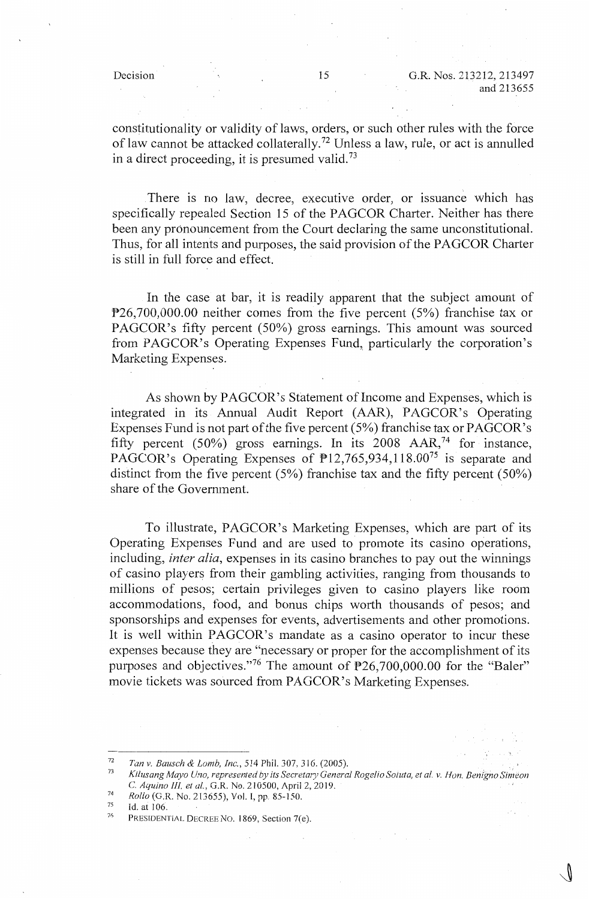constitutionality or validity of laws, orders, or such other rules with the force of law cannot be attacked collaterally.[72] Unless a law, rule, or act is annulled in a direct proceeding, it is presumed valid.[73]

There is no law, decree, executive order, or issuance which has specifically repealed Section 15 of the PAGCOR Charter. Neither has there been any pronouncement from the Court declaring the same unconstitutional. Thus, for all intents and purposes, the said provision of the PAGCOR Charter is still in full force and effect.

In the case at bar, it is readily apparent that the subject amount of ₱26,700,000.00 neither comes from the five percent (5%) franchise tax or PAGCOR's fifty percent (50%) gross earnings. This amount was sourced from PAGCOR's Operating Expenses Fund, particularly the corporation's Marketing Expenses.

As shown by PAGCOR's Statement of Income and Expenses, which is integrated in its Annual Audit Report (AAR), PAGCOR's Operating Expenses Fund is not part of the five percent (5%) franchise tax or PAGCOR's fifty percent (50%) gross earnings. In its 2008 AAR,[74] for instance, PAGCOR's Operating Expenses of ₱12,765,934,118.00[75] is separate and distinct from the five percent (5%) franchise tax and the fifty percent (50%) share of the Government.

To illustrate, PAGCOR's Marketing Expenses, which are part of its Operating Expenses Fund and are used to promote its casino operations, including, *inter alia*, expenses in its casino branches to pay out the winnings of casino players from their gambling activities, ranging from thousands to millions of pesos; certain privileges given to casino players like room accommodations, food, and bonus chips worth thousands of pesos; and sponsorships and expenses for events, advertisements and other promotions. It is well within PAGCOR's mandate as a casino operator to incur these expenses because they are "necessary or proper for the accomplishment of its purposes and objectives."[76] The amount of ₱26,700,000.00 for the "Baler" movie tickets was sourced from PAGCOR's Marketing Expenses.

---

[72] *Tan v. Bausch & Lomb, Inc.*, 514 Phil. 307, 316. (2005).

[73] *Kilusang Mayo Uno, represented by its Secretary General Rogelio Soluta, et al. v. Hon. Benigno Simeon C. Aquino III, et al.*, G.R. No. 210500, April 2, 2019.

[74] *Rollo* (G.R. No. 213655), Vol. I, pp. 85-150.

[75] Id. at 106.

[76] PRESIDENTIAL DECREE NO. 1869, Section 7(e).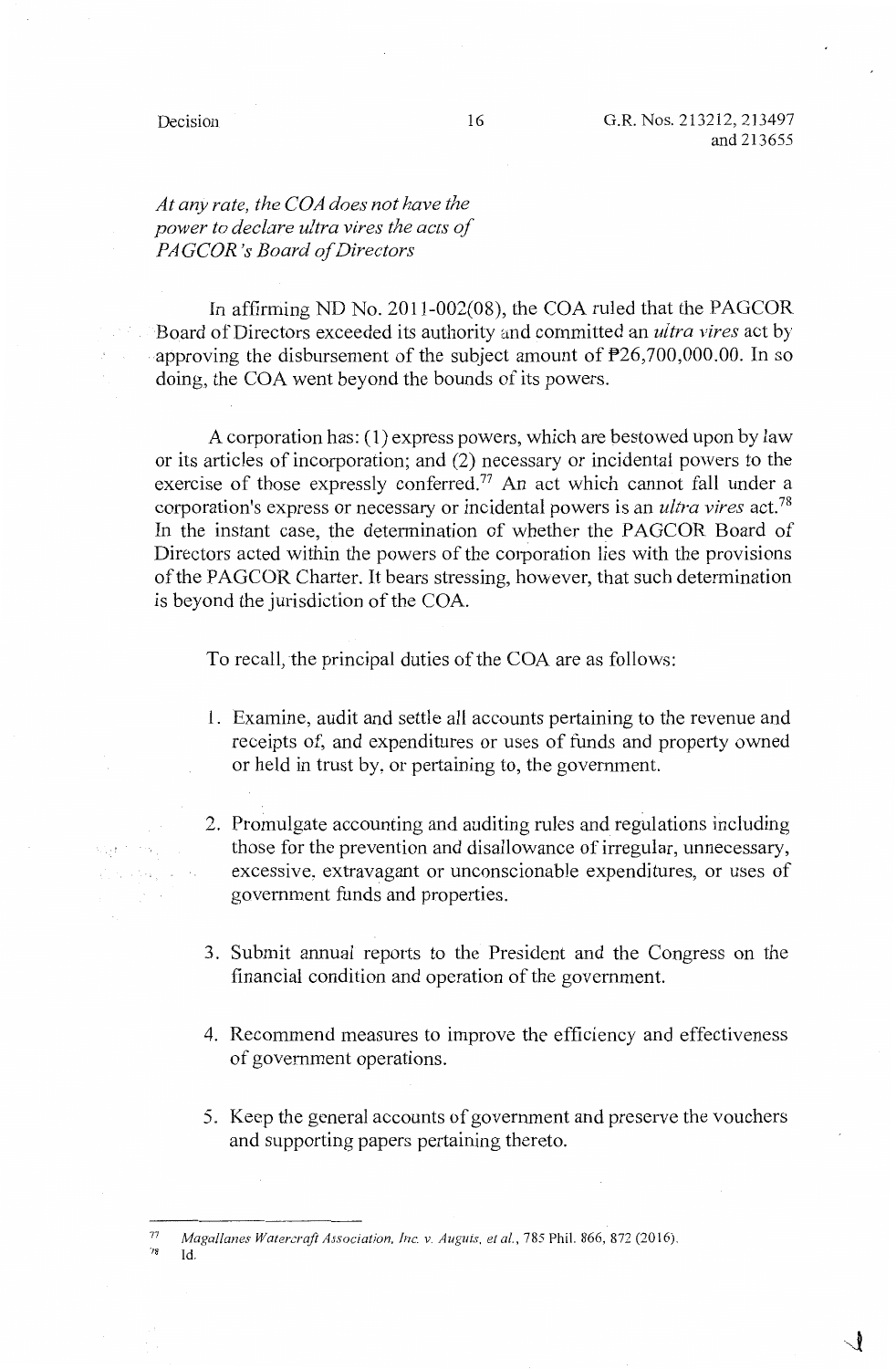*At any rate, the COA does not have the power to declare ultra vires the acts of PAGCOR's Board of Directors*

In affirming ND No. 2011-002(08), the COA ruled that the PAGCOR Board of Directors exceeded its authority and committed an *ultra vires* act by approving the disbursement of the subject amount of ₱26,700,000.00. In so doing, the COA went beyond the bounds of its powers.

A corporation has: (1) express powers, which are bestowed upon by law or its articles of incorporation; and (2) necessary or incidental powers to the exercise of those expressly conferred.[77] An act which cannot fall under a corporation's express or necessary or incidental powers is an *ultra vires* act.[78] In the instant case, the determination of whether the PAGCOR Board of Directors acted within the powers of the corporation lies with the provisions of the PAGCOR Charter. It bears stressing, however, that such determination is beyond the jurisdiction of the COA.

To recall, the principal duties of the COA are as follows:

1. Examine, audit and settle all accounts pertaining to the revenue and receipts of, and expenditures or uses of funds and property owned or held in trust by, or pertaining to, the government.

2. Promulgate accounting and auditing rules and regulations including those for the prevention and disallowance of irregular, unnecessary, excessive, extravagant or unconscionable expenditures, or uses of government funds and properties.

3. Submit annual reports to the President and the Congress on the financial condition and operation of the government.

4. Recommend measures to improve the efficiency and effectiveness of government operations.

5. Keep the general accounts of government and preserve the vouchers and supporting papers pertaining thereto.

---

[77] *Magallanes Watercraft Association, Inc. v. Auguis, et al.*, 785 Phil. 866, 872 (2016).

[78] Id.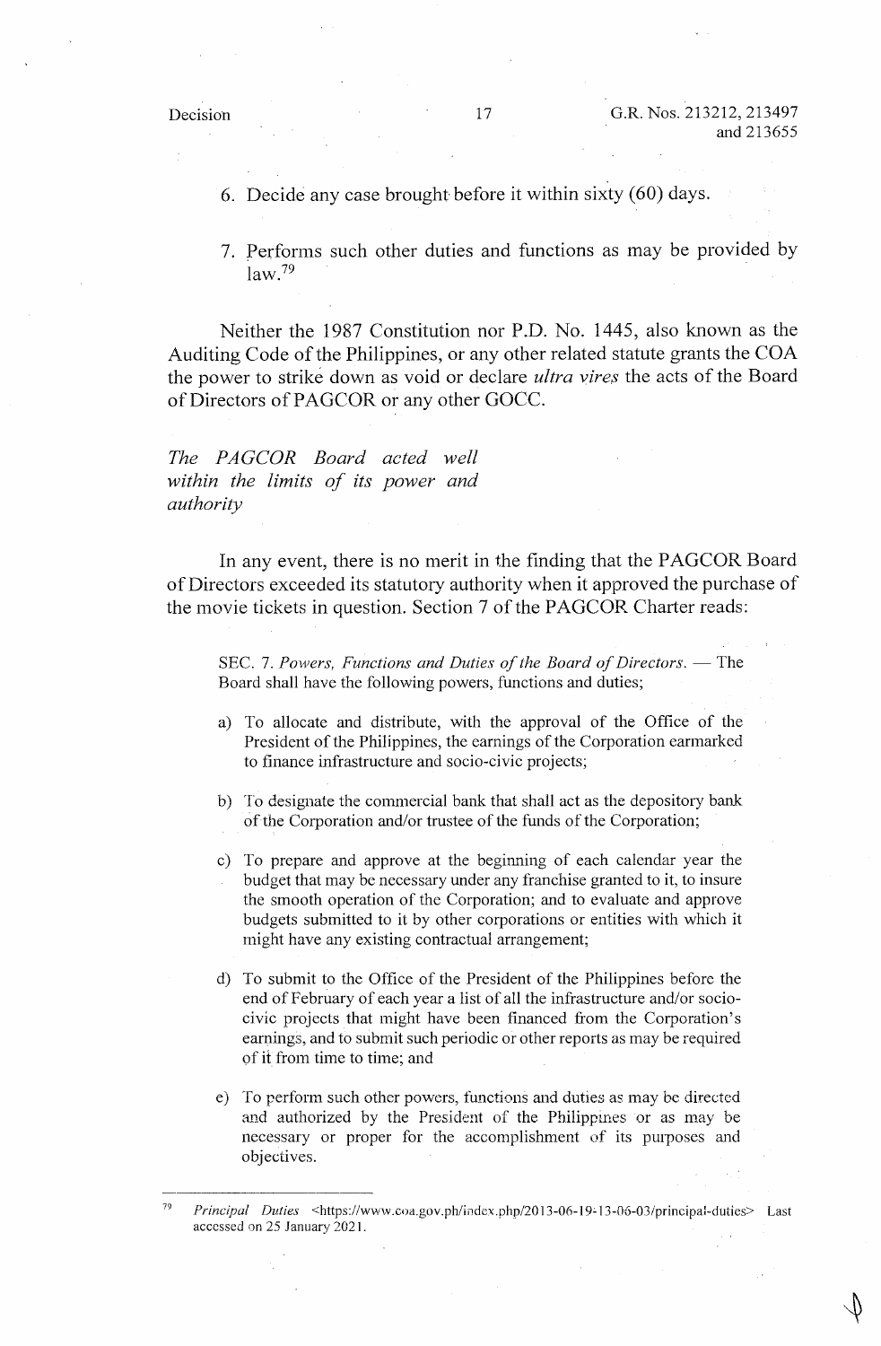6. Decide any case brought before it within sixty (60) days.

7. Performs such other duties and functions as may be provided by law.[79]

Neither the 1987 Constitution nor P.D. No. 1445, also known as the Auditing Code of the Philippines, or any other related statute grants the COA the power to strike down as void or declare *ultra vires* the acts of the Board of Directors of PAGCOR or any other GOCC.

*The PAGCOR Board acted well within the limits of its power and authority*

In any event, there is no merit in the finding that the PAGCOR Board of Directors exceeded its statutory authority when it approved the purchase of the movie tickets in question. Section 7 of the PAGCOR Charter reads:

> SEC. 7. *Powers, Functions and Duties of the Board of Directors.* — The Board shall have the following powers, functions and duties;
>
> a) To allocate and distribute, with the approval of the Office of the President of the Philippines, the earnings of the Corporation earmarked to finance infrastructure and socio-civic projects;
>
> b) To designate the commercial bank that shall act as the depository bank of the Corporation and/or trustee of the funds of the Corporation;
>
> c) To prepare and approve at the beginning of each calendar year the budget that may be necessary under any franchise granted to it, to insure the smooth operation of the Corporation; and to evaluate and approve budgets submitted to it by other corporations or entities with which it might have any existing contractual arrangement;
>
> d) To submit to the Office of the President of the Philippines before the end of February of each year a list of all the infrastructure and/or socio-civic projects that might have been financed from the Corporation's earnings, and to submit such periodic or other reports as may be required of it from time to time; and
>
> e) To perform such other powers, functions and duties as may be directed and authorized by the President of the Philippines or as may be necessary or proper for the accomplishment of its purposes and objectives.

---

[79] *Principal Duties* <https://www.coa.gov.ph/index.php/2013-06-19-13-06-03/principal-duties> Last accessed on 25 January 2021.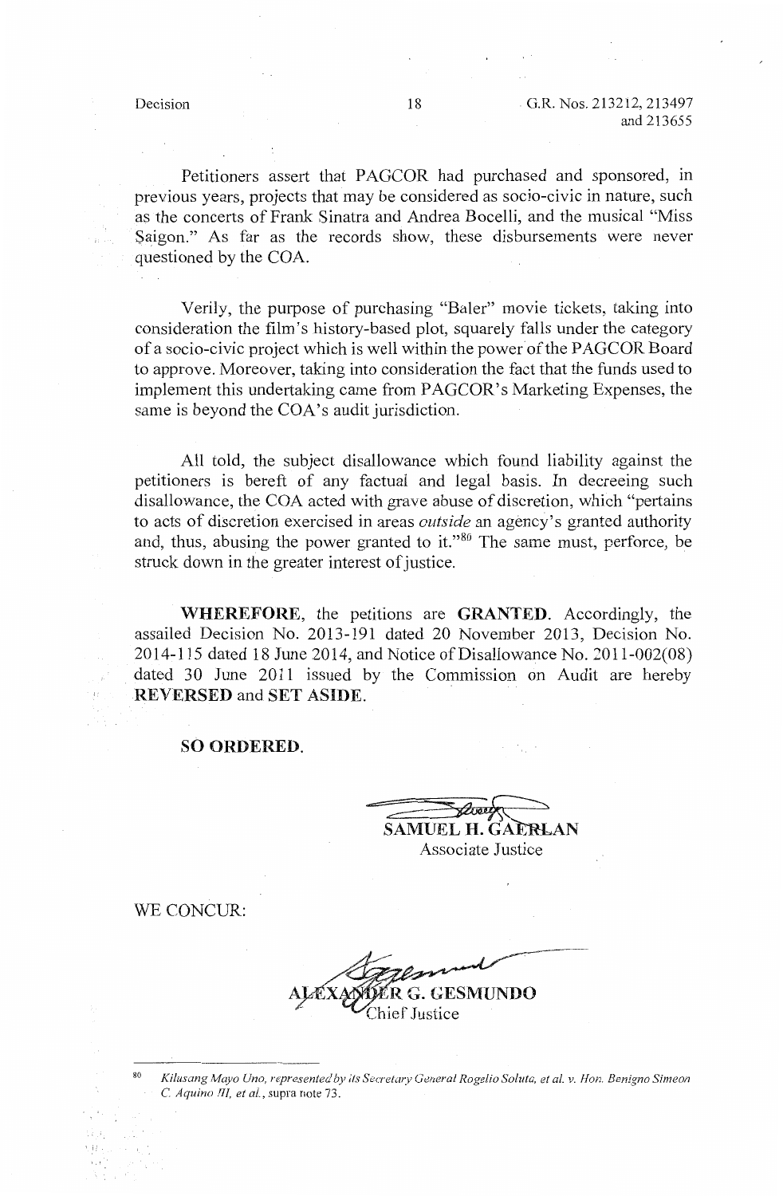Petitioners assert that PAGCOR had purchased and sponsored, in previous years, projects that may be considered as socio-civic in nature, such as the concerts of Frank Sinatra and Andrea Bocelli, and the musical "Miss Saigon." As far as the records show, these disbursements were never questioned by the COA.

Verily, the purpose of purchasing "Baler" movie tickets, taking into consideration the film's history-based plot, squarely falls under the category of a socio-civic project which is well within the power of the PAGCOR Board to approve. Moreover, taking into consideration the fact that the funds used to implement this undertaking came from PAGCOR's Marketing Expenses, the same is beyond the COA's audit jurisdiction.

All told, the subject disallowance which found liability against the petitioners is bereft of any factual and legal basis. In decreeing such disallowance, the COA acted with grave abuse of discretion, which "pertains to acts of discretion exercised in areas *outside* an agency's granted authority and, thus, abusing the power granted to it."[80] The same must, perforce, be struck down in the greater interest of justice.

**WHEREFORE**, the petitions are **GRANTED**. Accordingly, the assailed Decision No. 2013-191 dated 20 November 2013, Decision No. 2014-115 dated 18 June 2014, and Notice of Disallowance No. 2011-002(08) dated 30 June 2011 issued by the Commission on Audit are hereby **REVERSED** and **SET ASIDE**.

**SO ORDERED.**

**SAMUEL H. GAERLAN**
Associate Justice

WE CONCUR:

**ALEXANDER G. GESMUNDO**
Chief Justice

---

[80] *Kilusang Mayo Uno, represented by its Secretary General Rogelio Soluta, et al. v. Hon. Benigno Simeon C. Aquino III, et al.*, supra note 73.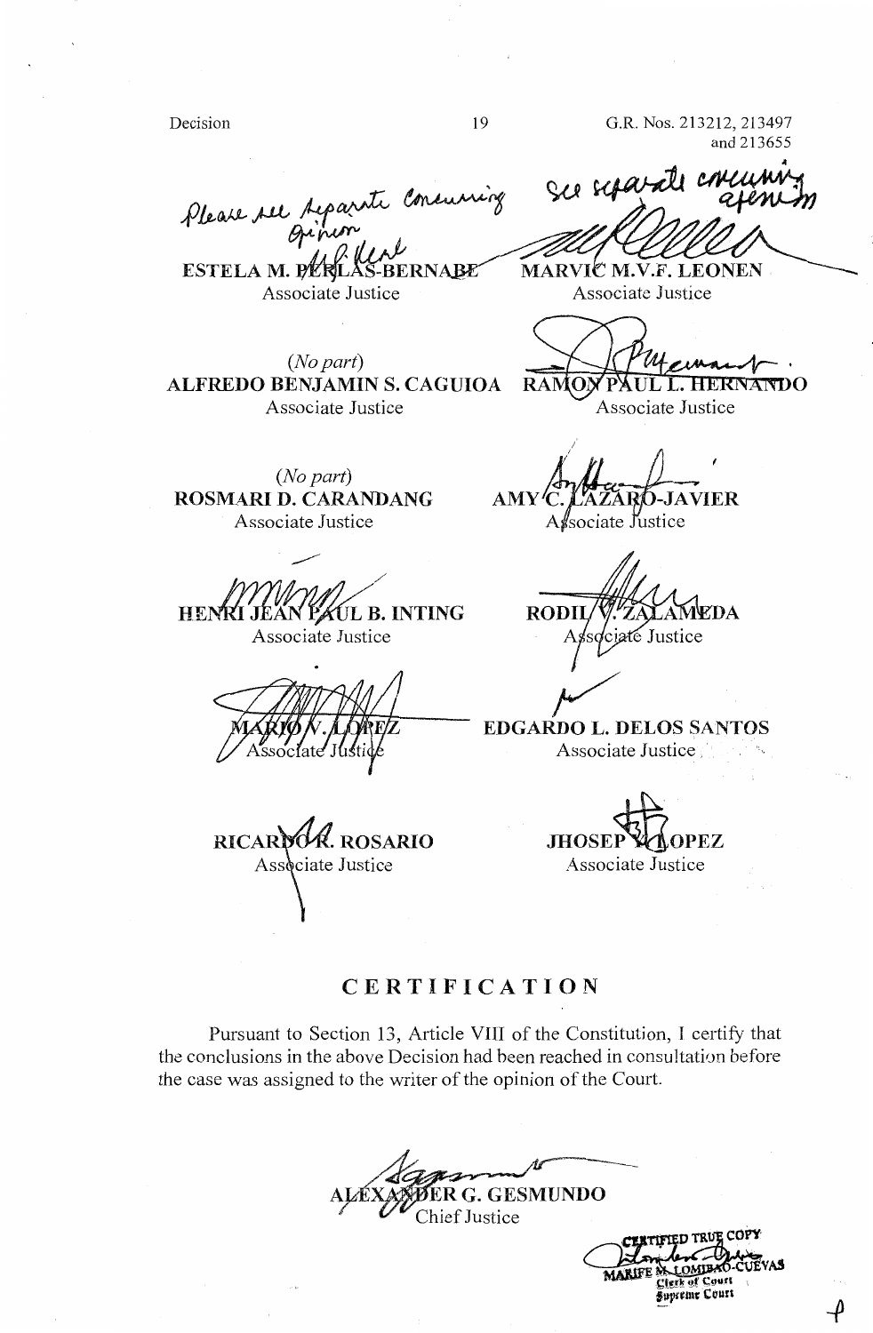*Please see separate Concurring Opinion*
**ESTELA M. PERLAS-BERNABE**
Associate Justice

*See separate concurring opinion*
**MARVIC M.V.F. LEONEN**
Associate Justice

*(No part)*
**ALFREDO BENJAMIN S. CAGUIOA**
Associate Justice

**RAMON PAUL L. HERNANDO**
Associate Justice

*(No part)*
**ROSMARI D. CARANDANG**
Associate Justice

**AMY C. LAZARO-JAVIER**
Associate Justice

**HENRI JEAN PAUL B. INTING**
Associate Justice

**RODIL V. ZALAMEDA**
Associate Justice

**MARIO V. LOPEZ**
Associate Justice

**EDGARDO L. DELOS SANTOS**
Associate Justice

**RICARDO R. ROSARIO**
Associate Justice

**JHOSEP Y. LOPEZ**
Associate Justice

## CERTIFICATION

Pursuant to Section 13, Article VIII of the Constitution, I certify that the conclusions in the above Decision had been reached in consultation before the case was assigned to the writer of the opinion of the Court.

**ALEXANDER G. GESMUNDO**
Chief Justice

CERTIFIED TRUE COPY
MARIFE M. LOMIBAO-CUEVAS
Clerk of Court
Supreme Court